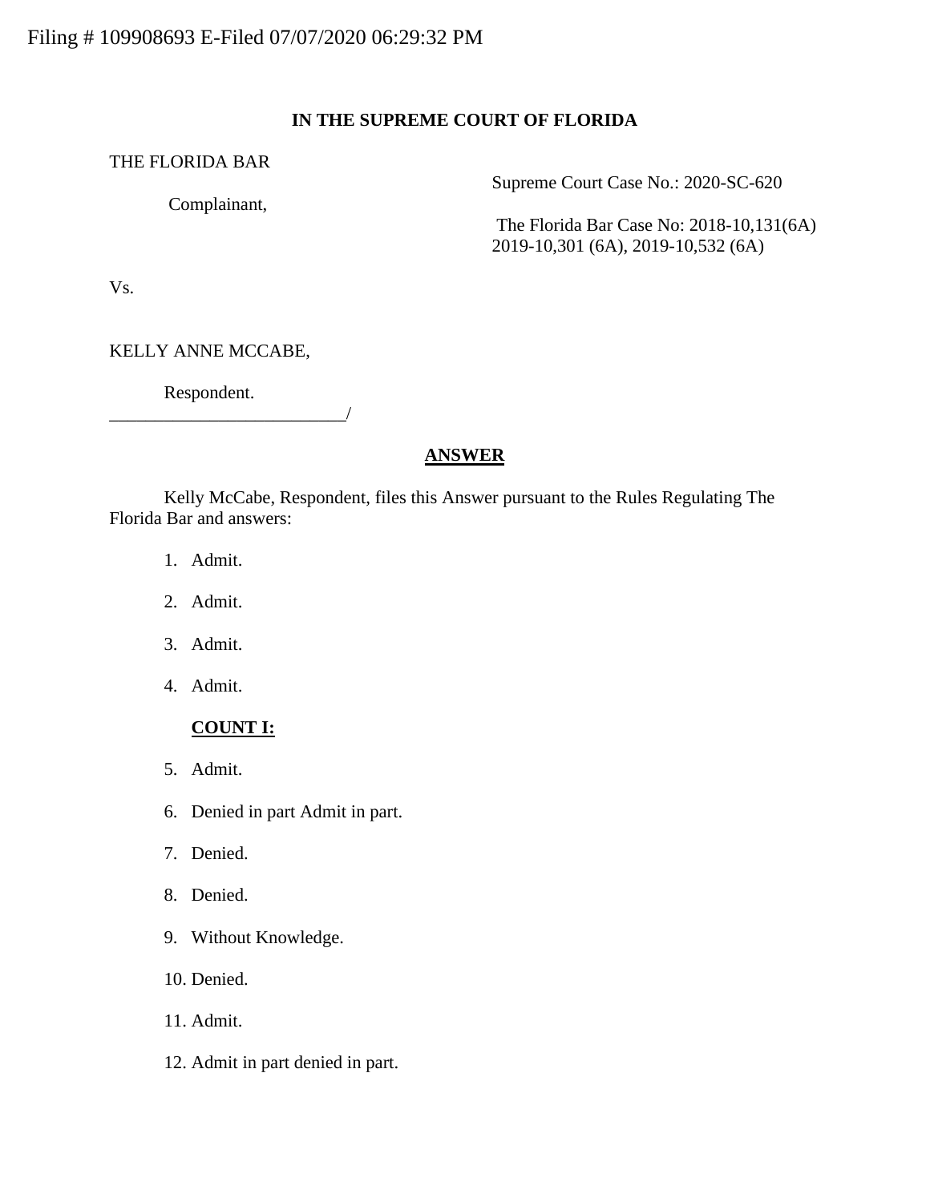Filing # 109908693 E-Filed 07/07/2020 06:29:32 PM

**IN THE SUPREME COURT OF FLORIDA**

THE FLORIDA BAR

Complainant,

Supreme Court Case No.: 2020-SC-620

The Florida Bar Case No: 2018-10,131(6A) 2019-10,301 (6A), 2019-10,532 (6A)

Vs.

KELLY ANNE MCCABE,

Respondent.
\_\_\_\_\_\_\_\_\_\_\_\_\_\_\_\_\_\_\_\_\_\_\_\_\_\_/

**ANSWER**

Kelly McCabe, Respondent, files this Answer pursuant to the Rules Regulating The Florida Bar and answers:

1. Admit.

2. Admit.

3. Admit.

4. Admit.

**COUNT I:**

5. Admit.

6. Denied in part Admit in part.

7. Denied.

8. Denied.

9. Without Knowledge.

10. Denied.

11. Admit.

12. Admit in part denied in part.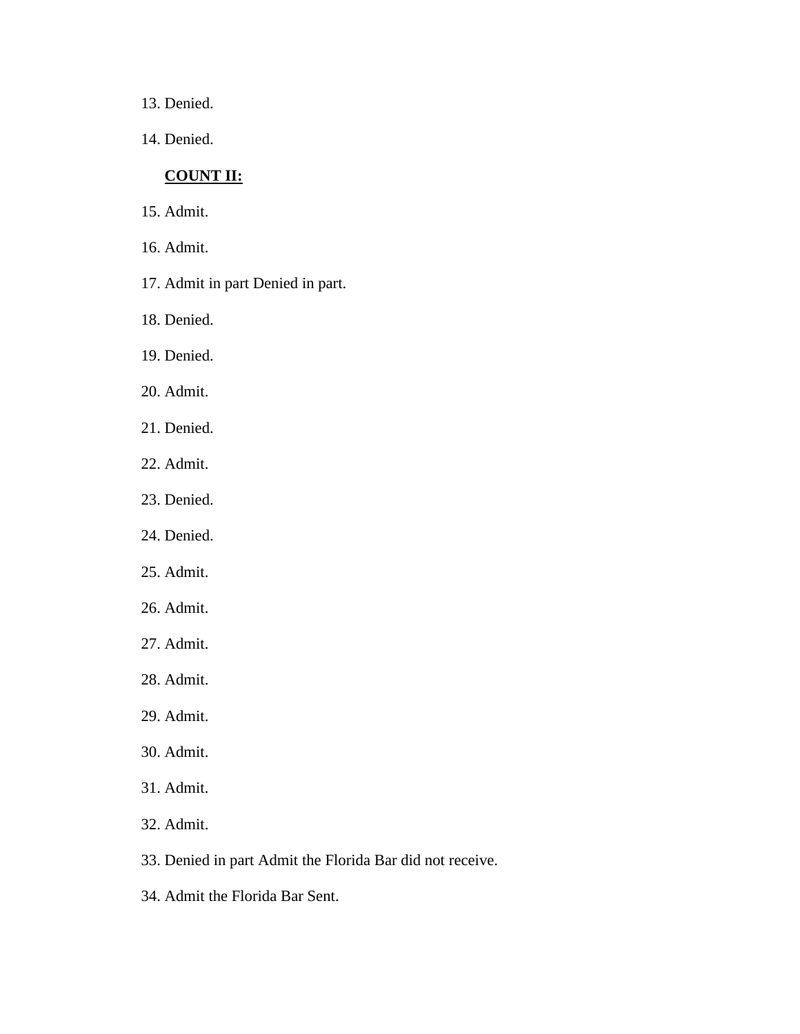13. Denied.

14. Denied.

**COUNT II:**

15. Admit.

16. Admit.

17. Admit in part Denied in part.

18. Denied.

19. Denied.

20. Admit.

21. Denied.

22. Admit.

23. Denied.

24. Denied.

25. Admit.

26. Admit.

27. Admit.

28. Admit.

29. Admit.

30. Admit.

31. Admit.

32. Admit.

33. Denied in part Admit the Florida Bar did not receive.

34. Admit the Florida Bar Sent.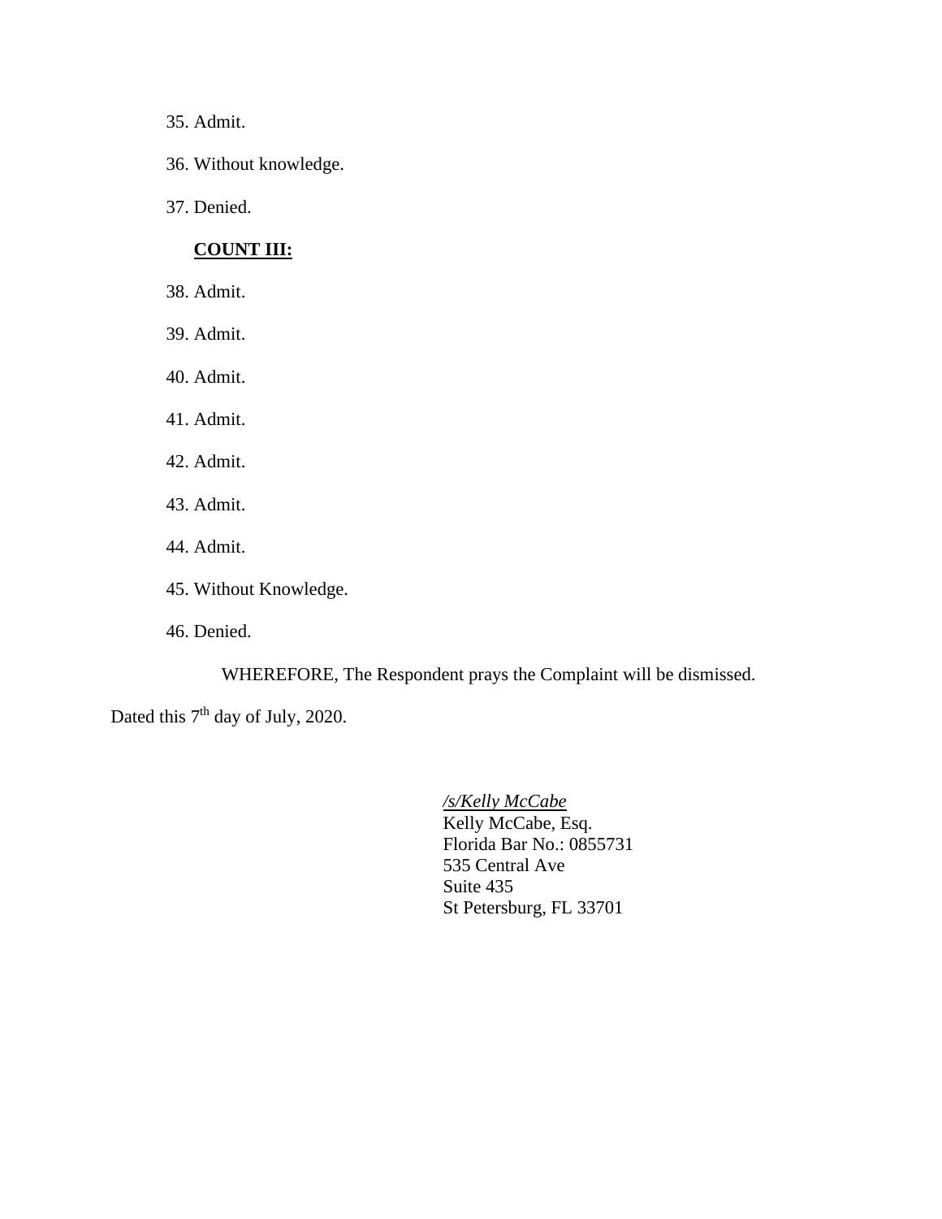35. Admit.

36. Without knowledge.

37. Denied.

**COUNT III:**

38. Admit.

39. Admit.

40. Admit.

41. Admit.

42. Admit.

43. Admit.

44. Admit.

45. Without Knowledge.

46. Denied.

WHEREFORE, The Respondent prays the Complaint will be dismissed.

Dated this 7th day of July, 2020.

*/s/Kelly McCabe*
Kelly McCabe, Esq.
Florida Bar No.: 0855731
535 Central Ave
Suite 435
St Petersburg, FL 33701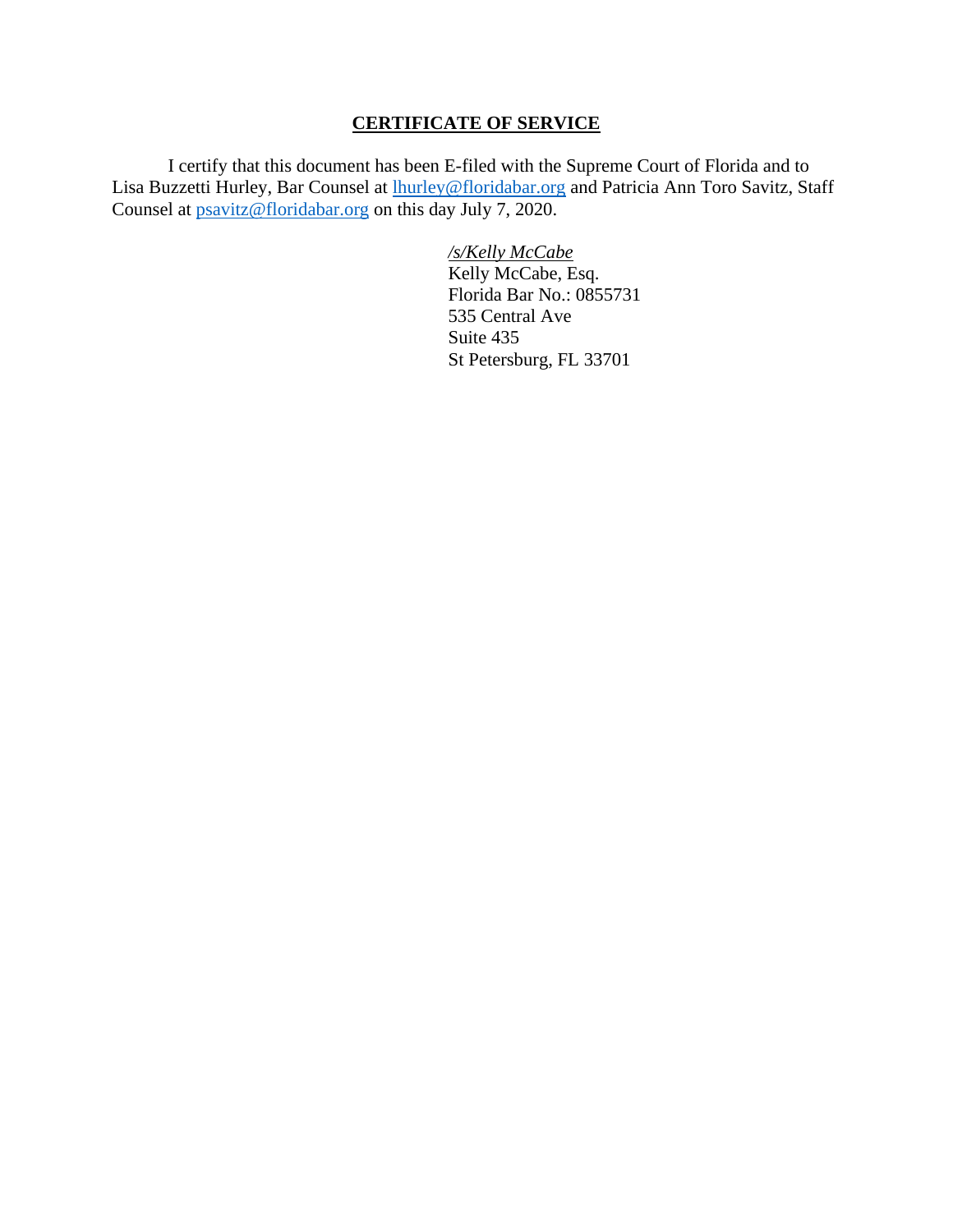## CERTIFICATE OF SERVICE

I certify that this document has been E-filed with the Supreme Court of Florida and to Lisa Buzzetti Hurley, Bar Counsel at lhurley@floridabar.org and Patricia Ann Toro Savitz, Staff Counsel at psavitz@floridabar.org on this day July 7, 2020.

*/s/Kelly McCabe*
Kelly McCabe, Esq.
Florida Bar No.: 0855731
535 Central Ave
Suite 435
St Petersburg, FL 33701